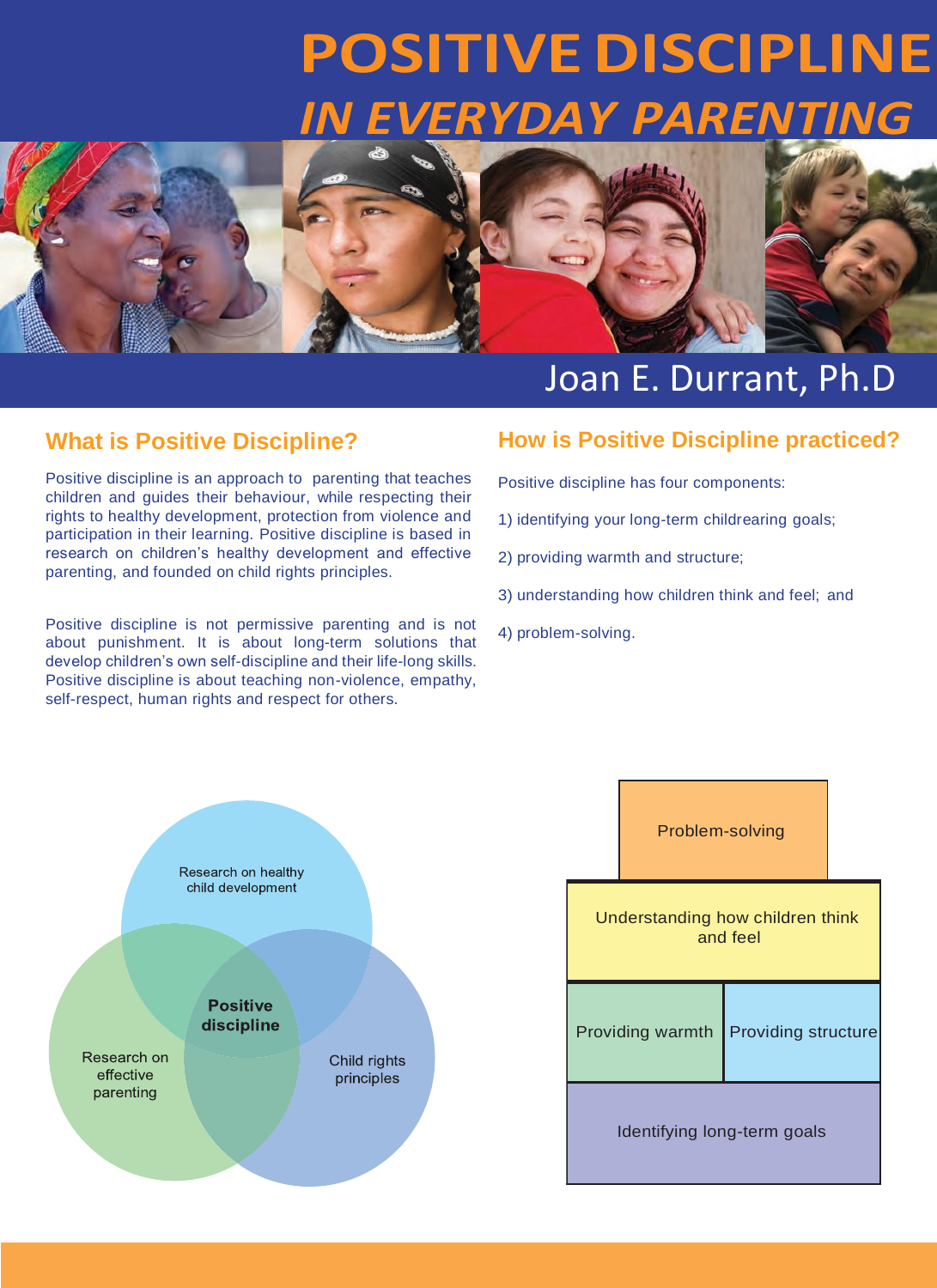# POSITIVE DISCIPLINE
## *IN EVERYDAY PARENTING*

Joan E. Durrant, Ph.D

## What is Positive Discipline?

Positive discipline is an approach to parenting that teaches children and guides their behaviour, while respecting their rights to healthy development, protection from violence and participation in their learning. Positive discipline is based in research on children's healthy development and effective parenting, and founded on child rights principles.

Positive discipline is not permissive parenting and is not about punishment. It is about long-term solutions that develop children's own self-discipline and their life-long skills. Positive discipline is about teaching non-violence, empathy, self-respect, human rights and respect for others.

## How is Positive Discipline practiced?

Positive discipline has four components:

1) identifying your long-term childrearing goals;

2) providing warmth and structure;

3) understanding how children think and feel; and

4) problem-solving.

Research on healthy child development

Research on effective parenting

Child rights principles

**Positive discipline**

Problem-solving

Understanding how children think and feel

Providing warmth | Providing structure

Identifying long-term goals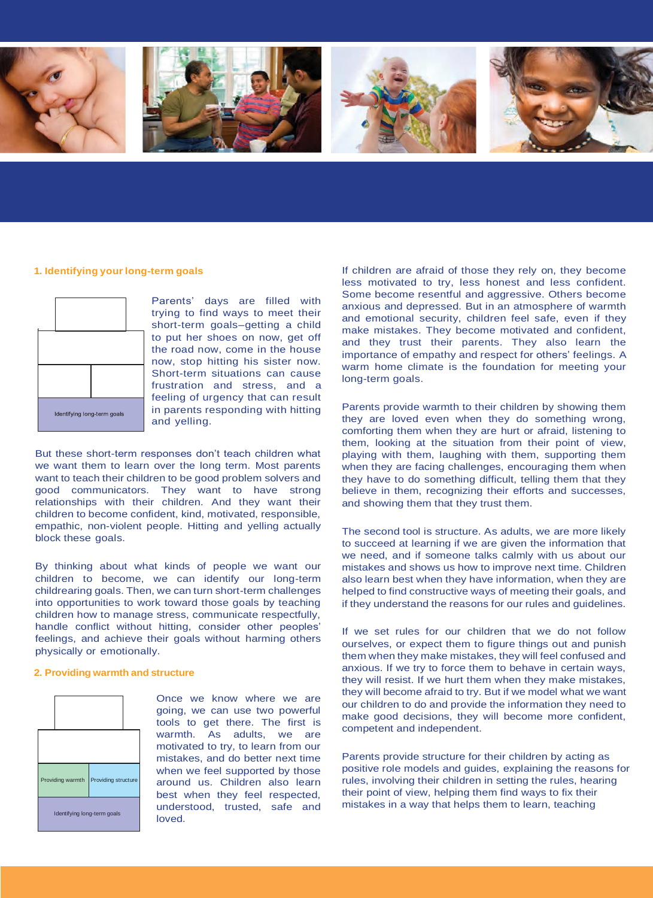### 1. Identifying your long-term goals

Identifying long-term goals

Parents' days are filled with trying to find ways to meet their short-term goals–getting a child to put her shoes on now, get off the road now, come in the house now, stop hitting his sister now. Short-term situations can cause frustration and stress, and a feeling of urgency that can result in parents responding with hitting and yelling.

But these short-term responses don't teach children what we want them to learn over the long term. Most parents want to teach their children to be good problem solvers and good communicators. They want to have strong relationships with their children. And they want their children to become confident, kind, motivated, responsible, empathic, non-violent people. Hitting and yelling actually block these goals.

By thinking about what kinds of people we want our children to become, we can identify our long-term childrearing goals. Then, we can turn short-term challenges into opportunities to work toward those goals by teaching children how to manage stress, communicate respectfully, handle conflict without hitting, consider other peoples' feelings, and achieve their goals without harming others physically or emotionally.

### 2. Providing warmth and structure

Providing warmth | Providing structure

Identifying long-term goals

Once we know where we are going, we can use two powerful tools to get there. The first is warmth. As adults, we are motivated to try, to learn from our mistakes, and do better next time when we feel supported by those around us. Children also learn best when they feel respected, understood, trusted, safe and loved.

If children are afraid of those they rely on, they become less motivated to try, less honest and less confident. Some become resentful and aggressive. Others become anxious and depressed. But in an atmosphere of warmth and emotional security, children feel safe, even if they make mistakes. They become motivated and confident, and they trust their parents. They also learn the importance of empathy and respect for others' feelings. A warm home climate is the foundation for meeting your long-term goals.

Parents provide warmth to their children by showing them they are loved even when they do something wrong, comforting them when they are hurt or afraid, listening to them, looking at the situation from their point of view, playing with them, laughing with them, supporting them when they are facing challenges, encouraging them when they have to do something difficult, telling them that they believe in them, recognizing their efforts and successes, and showing them that they trust them.

The second tool is structure. As adults, we are more likely to succeed at learning if we are given the information that we need, and if someone talks calmly with us about our mistakes and shows us how to improve next time. Children also learn best when they have information, when they are helped to find constructive ways of meeting their goals, and if they understand the reasons for our rules and guidelines.

If we set rules for our children that we do not follow ourselves, or expect them to figure things out and punish them when they make mistakes, they will feel confused and anxious. If we try to force them to behave in certain ways, they will resist. If we hurt them when they make mistakes, they will become afraid to try. But if we model what we want our children to do and provide the information they need to make good decisions, they will become more confident, competent and independent.

Parents provide structure for their children by acting as positive role models and guides, explaining the reasons for rules, involving their children in setting the rules, hearing their point of view, helping them find ways to fix their mistakes in a way that helps them to learn, teaching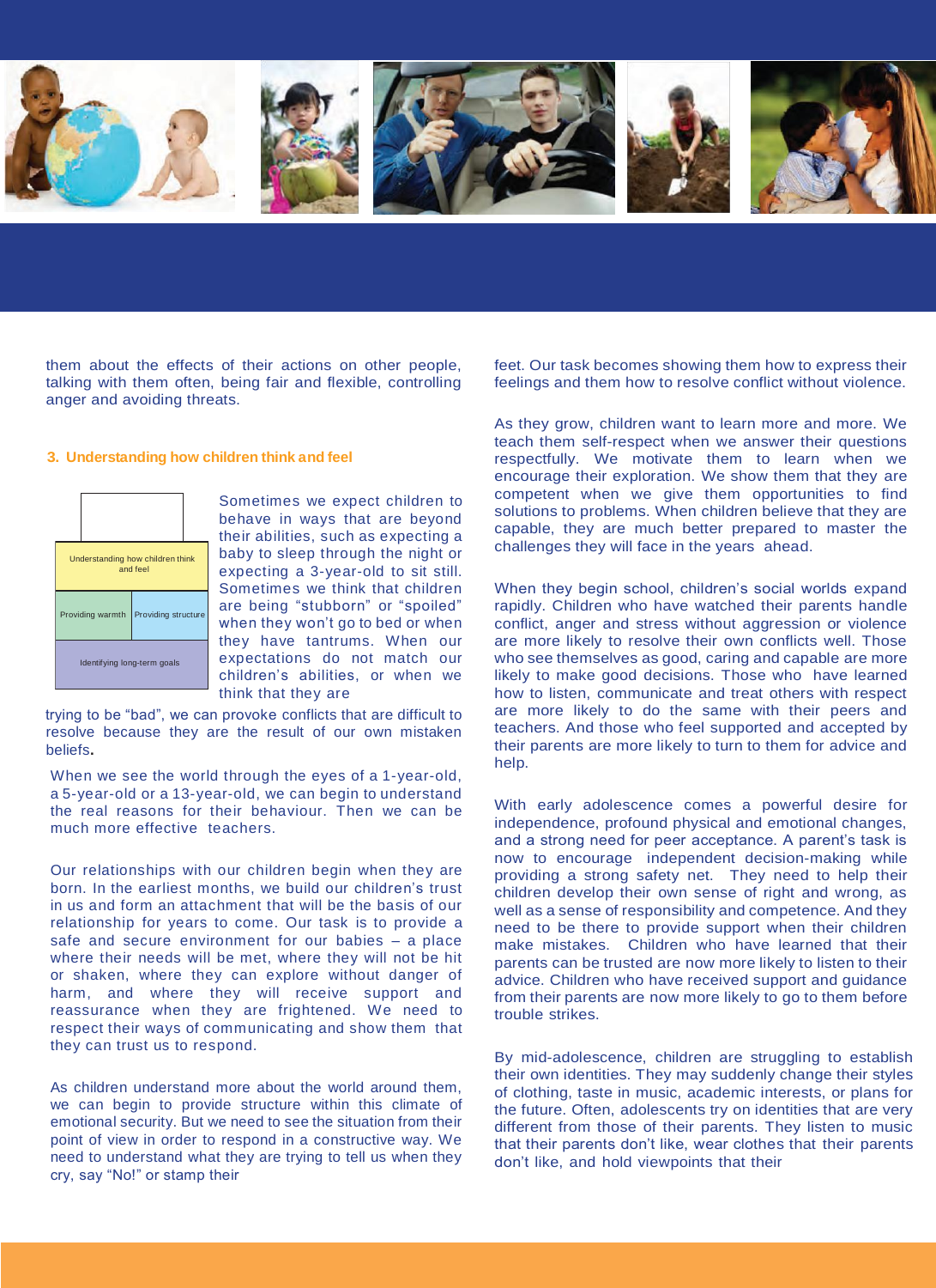them about the effects of their actions on other people, talking with them often, being fair and flexible, controlling anger and avoiding threats.

### 3. Understanding how children think and feel

| Understanding how children think and feel | |
|---|---|
| Providing warmth | Providing structure |
| Identifying long-term goals | |

Sometimes we expect children to behave in ways that are beyond their abilities, such as expecting a baby to sleep through the night or expecting a 3-year-old to sit still. Sometimes we think that children are being "stubborn" or "spoiled" when they won't go to bed or when they have tantrums. When our expectations do not match our children's abilities, or when we think that they are trying to be "bad", we can provoke conflicts that are difficult to resolve because they are the result of our own mistaken beliefs**.**

When we see the world through the eyes of a 1-year-old, a 5-year-old or a 13-year-old, we can begin to understand the real reasons for their behaviour. Then we can be much more effective teachers.

Our relationships with our children begin when they are born. In the earliest months, we build our children's trust in us and form an attachment that will be the basis of our relationship for years to come. Our task is to provide a safe and secure environment for our babies – a place where their needs will be met, where they will not be hit or shaken, where they can explore without danger of harm, and where they will receive support and reassurance when they are frightened. We need to respect their ways of communicating and show them that they can trust us to respond.

As children understand more about the world around them, we can begin to provide structure within this climate of emotional security. But we need to see the situation from their point of view in order to respond in a constructive way. We need to understand what they are trying to tell us when they cry, say "No!" or stamp their feet. Our task becomes showing them how to express their feelings and them how to resolve conflict without violence.

As they grow, children want to learn more and more. We teach them self-respect when we answer their questions respectfully. We motivate them to learn when we encourage their exploration. We show them that they are competent when we give them opportunities to find solutions to problems. When children believe that they are capable, they are much better prepared to master the challenges they will face in the years ahead.

When they begin school, children's social worlds expand rapidly. Children who have watched their parents handle conflict, anger and stress without aggression or violence are more likely to resolve their own conflicts well. Those who see themselves as good, caring and capable are more likely to make good decisions. Those who have learned how to listen, communicate and treat others with respect are more likely to do the same with their peers and teachers. And those who feel supported and accepted by their parents are more likely to turn to them for advice and help.

With early adolescence comes a powerful desire for independence, profound physical and emotional changes, and a strong need for peer acceptance. A parent's task is now to encourage independent decision-making while providing a strong safety net. They need to help their children develop their own sense of right and wrong, as well as a sense of responsibility and competence. And they need to be there to provide support when their children make mistakes. Children who have learned that their parents can be trusted are now more likely to listen to their advice. Children who have received support and guidance from their parents are now more likely to go to them before trouble strikes.

By mid-adolescence, children are struggling to establish their own identities. They may suddenly change their styles of clothing, taste in music, academic interests, or plans for the future. Often, adolescents try on identities that are very different from those of their parents. They listen to music that their parents don't like, wear clothes that their parents don't like, and hold viewpoints that their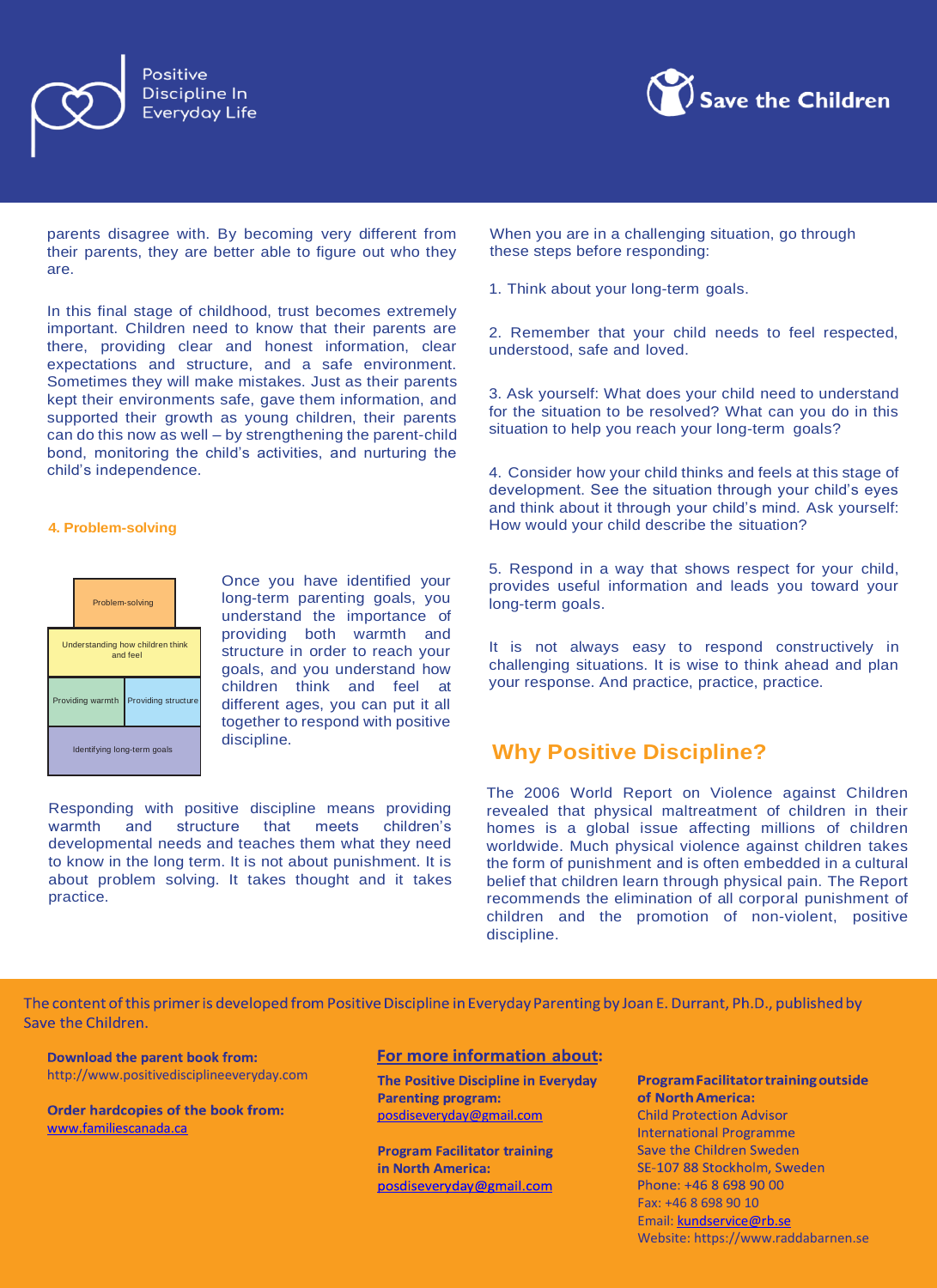parents disagree with. By becoming very different from their parents, they are better able to figure out who they are.

In this final stage of childhood, trust becomes extremely important. Children need to know that their parents are there, providing clear and honest information, clear expectations and structure, and a safe environment. Sometimes they will make mistakes. Just as their parents kept their environments safe, gave them information, and supported their growth as young children, their parents can do this now as well – by strengthening the parent-child bond, monitoring the child's activities, and nurturing the child's independence.

#### 4. Problem-solving

Problem-solving

Understanding how children think and feel

Providing warmth | Providing structure

Identifying long-term goals

Once you have identified your long-term parenting goals, you understand the importance of providing both warmth and structure in order to reach your goals, and you understand how children think and feel at different ages, you can put it all together to respond with positive discipline.

Responding with positive discipline means providing warmth and structure that meets children's developmental needs and teaches them what they need to know in the long term. It is not about punishment. It is about problem solving. It takes thought and it takes practice.

When you are in a challenging situation, go through these steps before responding:

1. Think about your long-term goals.

2. Remember that your child needs to feel respected, understood, safe and loved.

3. Ask yourself: What does your child need to understand for the situation to be resolved? What can you do in this situation to help you reach your long-term goals?

4. Consider how your child thinks and feels at this stage of development. See the situation through your child's eyes and think about it through your child's mind. Ask yourself: How would your child describe the situation?

5. Respond in a way that shows respect for your child, provides useful information and leads you toward your long-term goals.

It is not always easy to respond constructively in challenging situations. It is wise to think ahead and plan your response. And practice, practice, practice.

## Why Positive Discipline?

The 2006 World Report on Violence against Children revealed that physical maltreatment of children in their homes is a global issue affecting millions of children worldwide. Much physical violence against children takes the form of punishment and is often embedded in a cultural belief that children learn through physical pain. The Report recommends the elimination of all corporal punishment of children and the promotion of non-violent, positive discipline.

The content of this primer is developed from Positive Discipline in Everyday Parenting by Joan E. Durrant, Ph.D., published by Save the Children.

**Download the parent book from:**
http://www.positivedisciplineeveryday.com

**Order hardcopies of the book from:**
www.familiescanada.ca

**For more information about:**

**The Positive Discipline in Everyday Parenting program:**
posdiseveryday@gmail.com

**Program Facilitator training in North America:**
posdiseveryday@gmail.com

**Program Facilitator training outside of North America:**
Child Protection Advisor
International Programme
Save the Children Sweden
SE-107 88 Stockholm, Sweden
Phone: +46 8 698 90 00
Fax: +46 8 698 90 10
Email: kundservice@rb.se
Website: https://www.raddabarnen.se